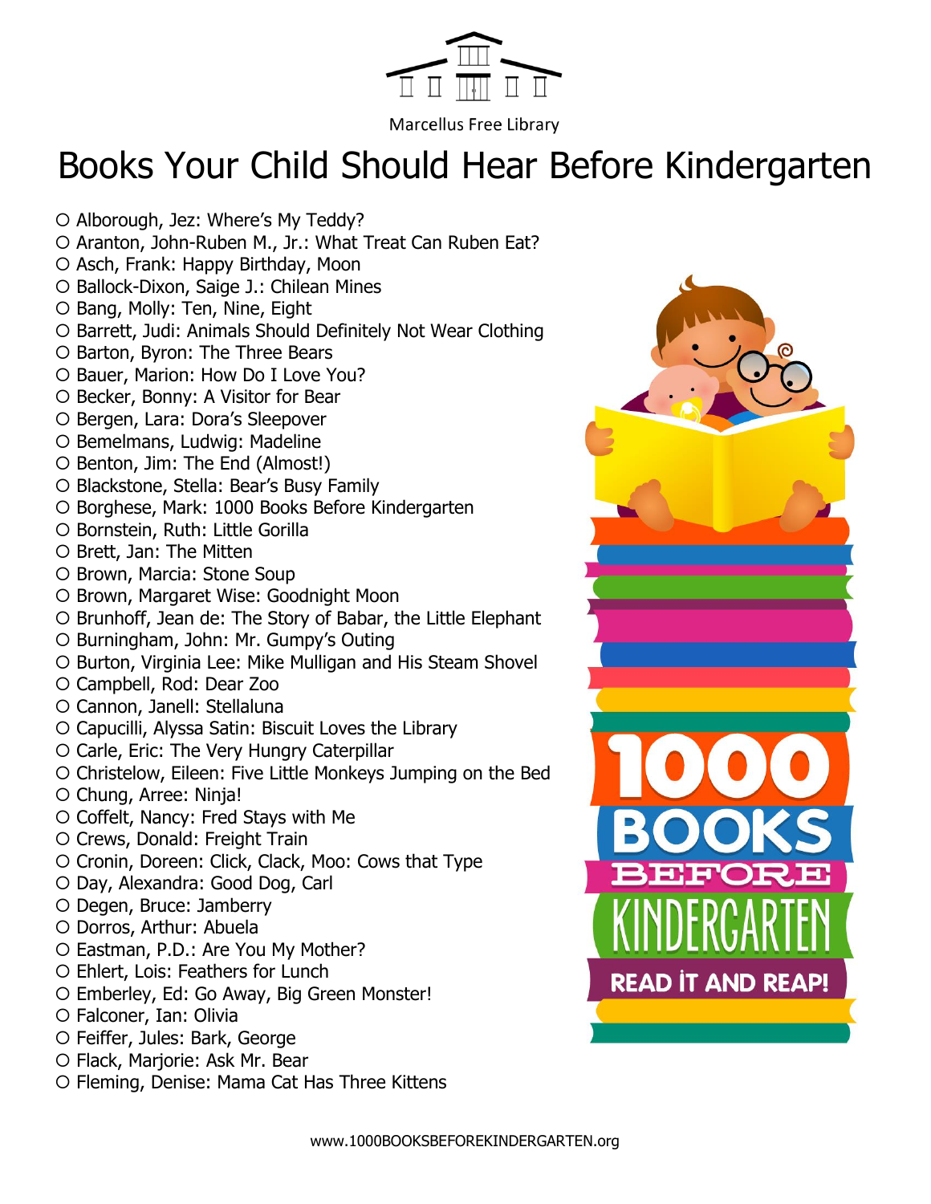Marcellus Free Library

# Books Your Child Should Hear Before Kindergarten

- ○ Alborough, Jez: Where's My Teddy?
- ○ Aranton, John-Ruben M., Jr.: What Treat Can Ruben Eat?
- ○ Asch, Frank: Happy Birthday, Moon
- ○ Ballock-Dixon, Saige J.: Chilean Mines
- ○ Bang, Molly: Ten, Nine, Eight
- ○ Barrett, Judi: Animals Should Definitely Not Wear Clothing
- ○ Barton, Byron: The Three Bears
- ○ Bauer, Marion: How Do I Love You?
- ○ Becker, Bonny: A Visitor for Bear
- ○ Bergen, Lara: Dora's Sleepover
- ○ Bemelmans, Ludwig: Madeline
- ○ Benton, Jim: The End (Almost!)
- ○ Blackstone, Stella: Bear's Busy Family
- ○ Borghese, Mark: 1000 Books Before Kindergarten
- ○ Bornstein, Ruth: Little Gorilla
- ○ Brett, Jan: The Mitten
- ○ Brown, Marcia: Stone Soup
- ○ Brown, Margaret Wise: Goodnight Moon
- ○ Brunhoff, Jean de: The Story of Babar, the Little Elephant
- ○ Burningham, John: Mr. Gumpy's Outing
- ○ Burton, Virginia Lee: Mike Mulligan and His Steam Shovel
- ○ Campbell, Rod: Dear Zoo
- ○ Cannon, Janell: Stellaluna
- ○ Capucilli, Alyssa Satin: Biscuit Loves the Library
- ○ Carle, Eric: The Very Hungry Caterpillar
- ○ Christelow, Eileen: Five Little Monkeys Jumping on the Bed
- ○ Chung, Arree: Ninja!
- ○ Coffelt, Nancy: Fred Stays with Me
- ○ Crews, Donald: Freight Train
- ○ Cronin, Doreen: Click, Clack, Moo: Cows that Type
- ○ Day, Alexandra: Good Dog, Carl
- ○ Degen, Bruce: Jamberry
- ○ Dorros, Arthur: Abuela
- ○ Eastman, P.D.: Are You My Mother?
- ○ Ehlert, Lois: Feathers for Lunch
- ○ Emberley, Ed: Go Away, Big Green Monster!
- ○ Falconer, Ian: Olivia
- ○ Feiffer, Jules: Bark, George
- ○ Flack, Marjorie: Ask Mr. Bear
- ○ Fleming, Denise: Mama Cat Has Three Kittens

1000 BOOKS BEFORE KINDERGARTEN

READ IT AND REAP!

www.1000BOOKSBEFOREKINDERGARTEN.org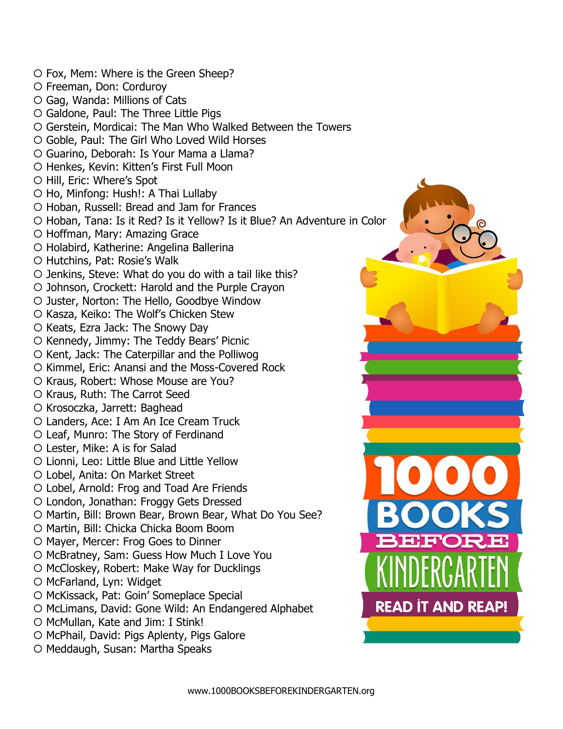- ○ Fox, Mem: Where is the Green Sheep?
- ○ Freeman, Don: Corduroy
- ○ Gag, Wanda: Millions of Cats
- ○ Galdone, Paul: The Three Little Pigs
- ○ Gerstein, Mordicai: The Man Who Walked Between the Towers
- ○ Goble, Paul: The Girl Who Loved Wild Horses
- ○ Guarino, Deborah: Is Your Mama a Llama?
- ○ Henkes, Kevin: Kitten's First Full Moon
- ○ Hill, Eric: Where's Spot
- ○ Ho, Minfong: Hush!: A Thai Lullaby
- ○ Hoban, Russell: Bread and Jam for Frances
- ○ Hoban, Tana: Is it Red? Is it Yellow? Is it Blue? An Adventure in Color
- ○ Hoffman, Mary: Amazing Grace
- ○ Holabird, Katherine: Angelina Ballerina
- ○ Hutchins, Pat: Rosie's Walk
- ○ Jenkins, Steve: What do you do with a tail like this?
- ○ Johnson, Crockett: Harold and the Purple Crayon
- ○ Juster, Norton: The Hello, Goodbye Window
- ○ Kasza, Keiko: The Wolf's Chicken Stew
- ○ Keats, Ezra Jack: The Snowy Day
- ○ Kennedy, Jimmy: The Teddy Bears' Picnic
- ○ Kent, Jack: The Caterpillar and the Polliwog
- ○ Kimmel, Eric: Anansi and the Moss-Covered Rock
- ○ Kraus, Robert: Whose Mouse are You?
- ○ Kraus, Ruth: The Carrot Seed
- ○ Krosoczka, Jarrett: Baghead
- ○ Landers, Ace: I Am An Ice Cream Truck
- ○ Leaf, Munro: The Story of Ferdinand
- ○ Lester, Mike: A is for Salad
- ○ Lionni, Leo: Little Blue and Little Yellow
- ○ Lobel, Anita: On Market Street
- ○ Lobel, Arnold: Frog and Toad Are Friends
- ○ London, Jonathan: Froggy Gets Dressed
- ○ Martin, Bill: Brown Bear, Brown Bear, What Do You See?
- ○ Martin, Bill: Chicka Chicka Boom Boom
- ○ Mayer, Mercer: Frog Goes to Dinner
- ○ McBratney, Sam: Guess How Much I Love You
- ○ McCloskey, Robert: Make Way for Ducklings
- ○ McFarland, Lyn: Widget
- ○ McKissack, Pat: Goin' Someplace Special
- ○ McLimans, David: Gone Wild: An Endangered Alphabet
- ○ McMullan, Kate and Jim: I Stink!
- ○ McPhail, David: Pigs Aplenty, Pigs Galore
- ○ Meddaugh, Susan: Martha Speaks

1000 BOOKS BEFORE KINDERGARTEN

READ IT AND REAP!

www.1000BOOKSBEFOREKINDERGARTEN.org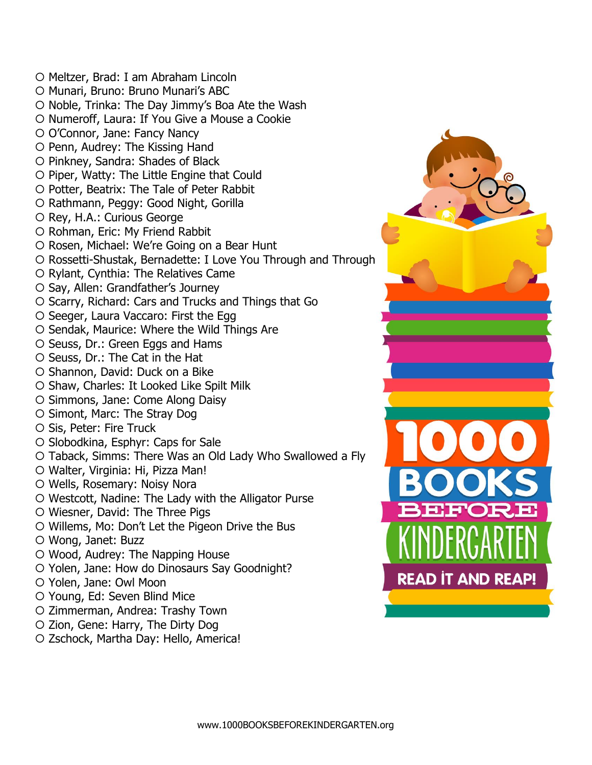- ○ Meltzer, Brad: I am Abraham Lincoln
- ○ Munari, Bruno: Bruno Munari's ABC
- ○ Noble, Trinka: The Day Jimmy's Boa Ate the Wash
- ○ Numeroff, Laura: If You Give a Mouse a Cookie
- ○ O'Connor, Jane: Fancy Nancy
- ○ Penn, Audrey: The Kissing Hand
- ○ Pinkney, Sandra: Shades of Black
- ○ Piper, Watty: The Little Engine that Could
- ○ Potter, Beatrix: The Tale of Peter Rabbit
- ○ Rathmann, Peggy: Good Night, Gorilla
- ○ Rey, H.A.: Curious George
- ○ Rohman, Eric: My Friend Rabbit
- ○ Rosen, Michael: We're Going on a Bear Hunt
- ○ Rossetti-Shustak, Bernadette: I Love You Through and Through
- ○ Rylant, Cynthia: The Relatives Came
- ○ Say, Allen: Grandfather's Journey
- ○ Scarry, Richard: Cars and Trucks and Things that Go
- ○ Seeger, Laura Vaccaro: First the Egg
- ○ Sendak, Maurice: Where the Wild Things Are
- ○ Seuss, Dr.: Green Eggs and Hams
- ○ Seuss, Dr.: The Cat in the Hat
- ○ Shannon, David: Duck on a Bike
- ○ Shaw, Charles: It Looked Like Spilt Milk
- ○ Simmons, Jane: Come Along Daisy
- ○ Simont, Marc: The Stray Dog
- ○ Sis, Peter: Fire Truck
- ○ Slobodkina, Esphyr: Caps for Sale
- ○ Taback, Simms: There Was an Old Lady Who Swallowed a Fly
- ○ Walter, Virginia: Hi, Pizza Man!
- ○ Wells, Rosemary: Noisy Nora
- ○ Westcott, Nadine: The Lady with the Alligator Purse
- ○ Wiesner, David: The Three Pigs
- ○ Willems, Mo: Don't Let the Pigeon Drive the Bus
- ○ Wong, Janet: Buzz
- ○ Wood, Audrey: The Napping House
- ○ Yolen, Jane: How do Dinosaurs Say Goodnight?
- ○ Yolen, Jane: Owl Moon
- ○ Young, Ed: Seven Blind Mice
- ○ Zimmerman, Andrea: Trashy Town
- ○ Zion, Gene: Harry, The Dirty Dog
- ○ Zschock, Martha Day: Hello, America!

1000 BOOKS BEFORE KINDERGARTEN

READ IT AND REAP!

www.1000BOOKSBEFOREKINDERGARTEN.org